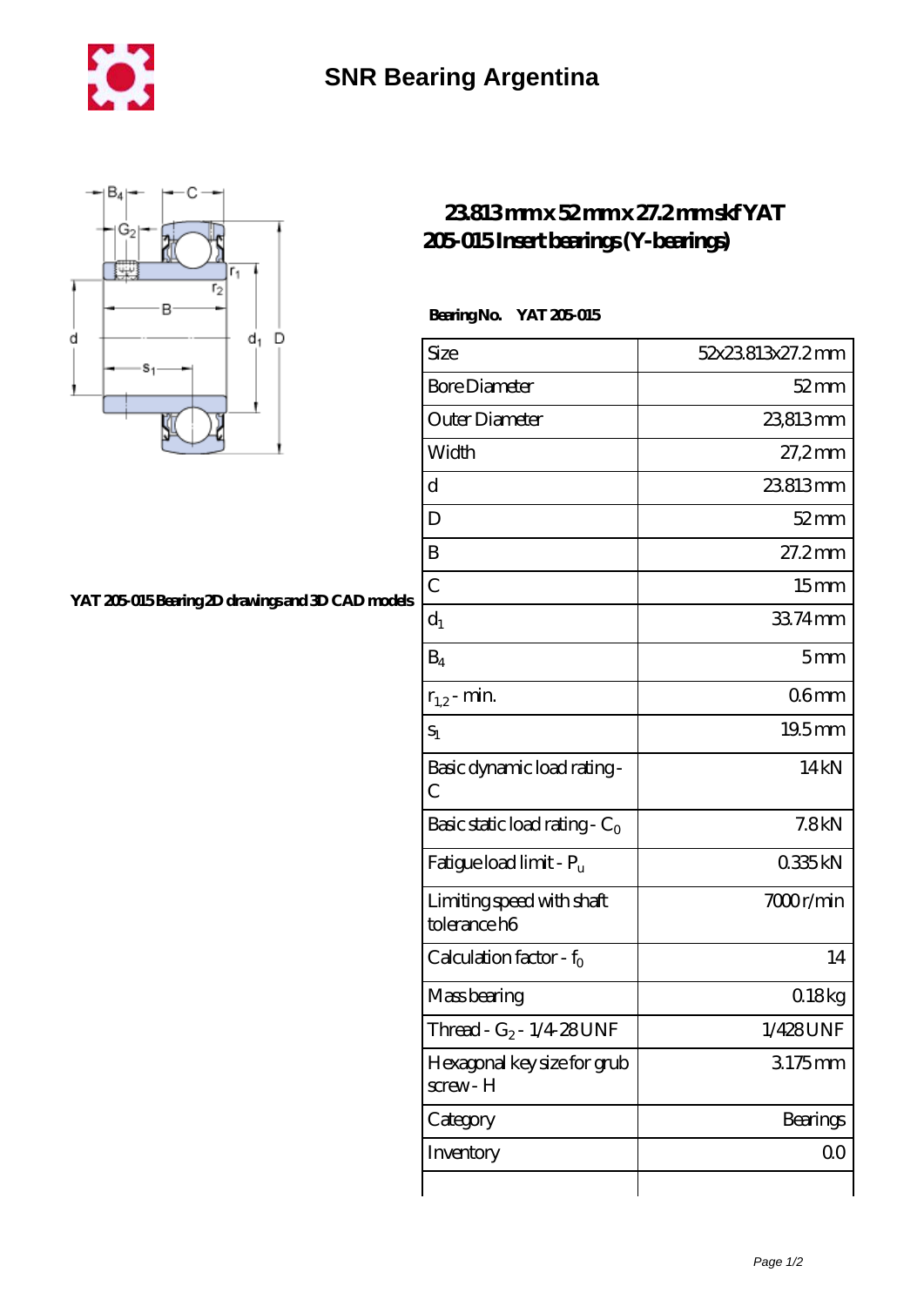# SNR Bearing Argentina

YAT 205-015 Bearing 2D drawings and 3D CAD models

## 23.813 mm x 52 mm x 27.2 mm skf YAT 205-015 Insert bearings (Y-bearings)

**Bearing No.** **YAT 205-015**

| Size | 52x23.813x27.2 mm |
|---|---|
| Bore Diameter | 52 mm |
| Outer Diameter | 23,813 mm |
| Width | 27,2 mm |
| d | 23.813 mm |
| D | 52 mm |
| B | 27.2 mm |
| C | 15 mm |
| $d_1$ | 33.74 mm |
| $B_4$ | 5 mm |
| $r_{1,2}$ - min. | 0.6 mm |
| $s_1$ | 19.5 mm |
| Basic dynamic load rating - C | 14 kN |
| Basic static load rating - $C_0$ | 7.8 kN |
| Fatigue load limit - $P_u$ | 0.335 kN |
| Limiting speed with shaft tolerance h6 | 7000 r/min |
| Calculation factor - $f_0$ | 14 |
| Mass bearing | 0.18 kg |
| Thread - $G_2$ - 1/4-28 UNF | 1/428 UNF |
| Hexagonal key size for grub screw - H | 3.175 mm |
| Category | Bearings |
| Inventory | 0.0 |
| | |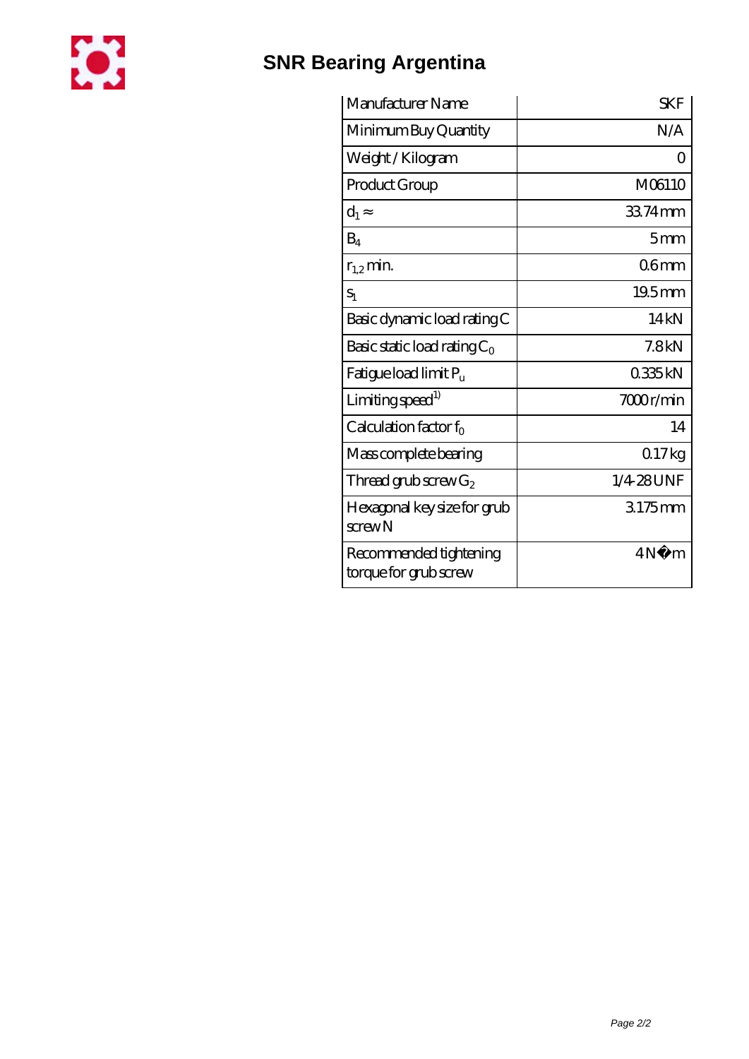# SNR Bearing Argentina

| | |
|---|---|
| Manufacturer Name | SKF |
| Minimum Buy Quantity | N/A |
| Weight / Kilogram | 0 |
| Product Group | M06110 |
| $d_1 \approx$ | 33.74 mm |
| $B_4$ | 5 mm |
| $r_{1,2}$ min. | 0.6 mm |
| $s_1$ | 19.5 mm |
| Basic dynamic load rating C | 14 kN |
| Basic static load rating $C_0$ | 7.8 kN |
| Fatigue load limit $P_u$ | 0.335 kN |
| Limiting speed[1)] | 7000 r/min |
| Calculation factor $f_0$ | 14 |
| Mass complete bearing | 0.17 kg |
| Thread grub screw $G_2$ | 1/4-28 UNF |
| Hexagonal key size for grub screw N | 3.175 mm |
| Recommended tightening torque for grub screw | 4 N�m |